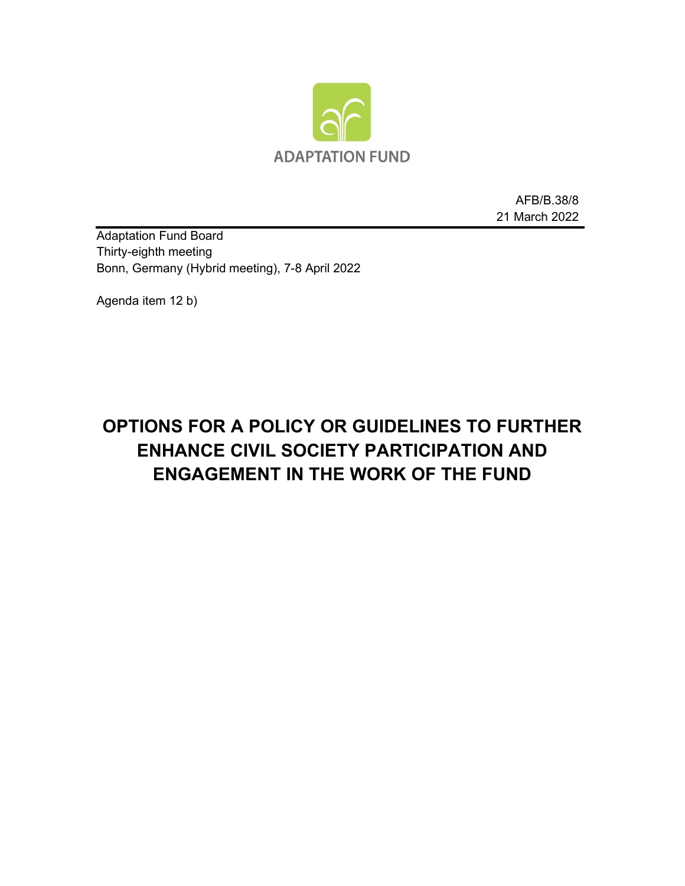ADAPTATION FUND

AFB/B.38/8
21 March 2022

Adaptation Fund Board
Thirty-eighth meeting
Bonn, Germany (Hybrid meeting), 7-8 April 2022

Agenda item 12 b)

# OPTIONS FOR A POLICY OR GUIDELINES TO FURTHER ENHANCE CIVIL SOCIETY PARTICIPATION AND ENGAGEMENT IN THE WORK OF THE FUND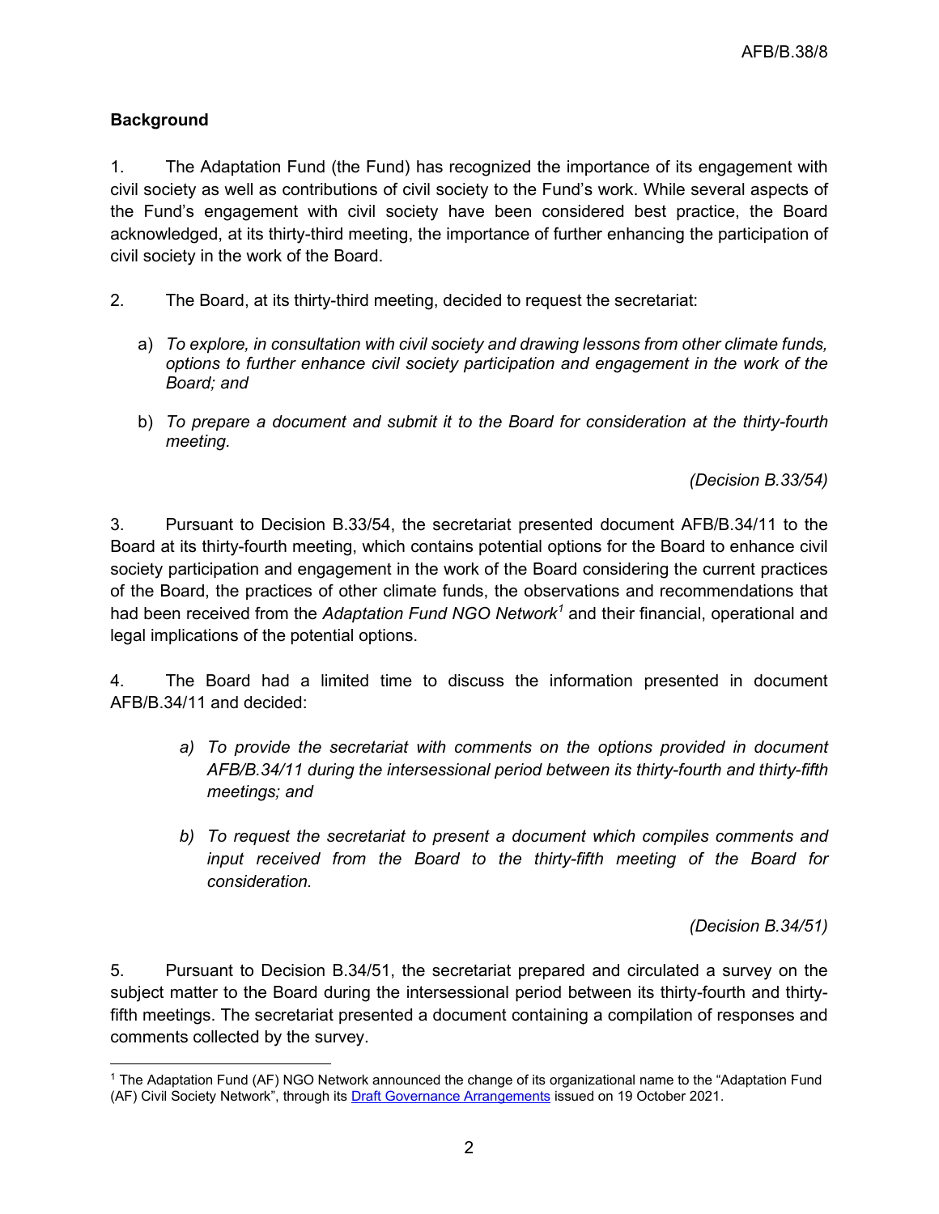## Background

1. The Adaptation Fund (the Fund) has recognized the importance of its engagement with civil society as well as contributions of civil society to the Fund's work. While several aspects of the Fund's engagement with civil society have been considered best practice, the Board acknowledged, at its thirty-third meeting, the importance of further enhancing the participation of civil society in the work of the Board.

2. The Board, at its thirty-third meeting, decided to request the secretariat:

   a) *To explore, in consultation with civil society and drawing lessons from other climate funds, options to further enhance civil society participation and engagement in the work of the Board; and*

   b) *To prepare a document and submit it to the Board for consideration at the thirty-fourth meeting.*

*(Decision B.33/54)*

3. Pursuant to Decision B.33/54, the secretariat presented document AFB/B.34/11 to the Board at its thirty-fourth meeting, which contains potential options for the Board to enhance civil society participation and engagement in the work of the Board considering the current practices of the Board, the practices of other climate funds, the observations and recommendations that had been received from the *Adaptation Fund NGO Network*[1] and their financial, operational and legal implications of the potential options.

4. The Board had a limited time to discuss the information presented in document AFB/B.34/11 and decided:

   a) *To provide the secretariat with comments on the options provided in document AFB/B.34/11 during the intersessional period between its thirty-fourth and thirty-fifth meetings; and*

   b) *To request the secretariat to present a document which compiles comments and input received from the Board to the thirty-fifth meeting of the Board for consideration.*

*(Decision B.34/51)*

5. Pursuant to Decision B.34/51, the secretariat prepared and circulated a survey on the subject matter to the Board during the intersessional period between its thirty-fourth and thirty-fifth meetings. The secretariat presented a document containing a compilation of responses and comments collected by the survey.

---

[1] The Adaptation Fund (AF) NGO Network announced the change of its organizational name to the "Adaptation Fund (AF) Civil Society Network", through its Draft Governance Arrangements issued on 19 October 2021.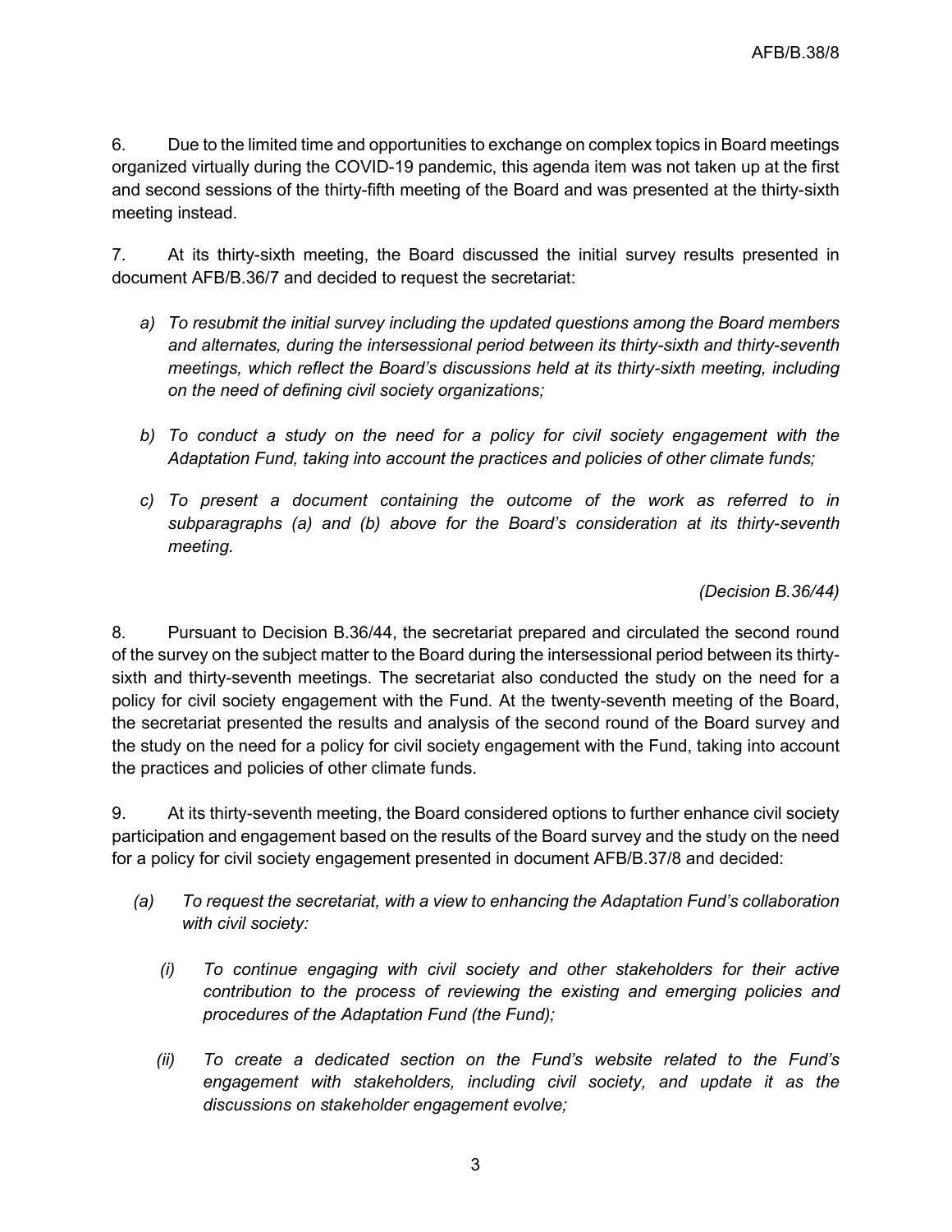6. Due to the limited time and opportunities to exchange on complex topics in Board meetings organized virtually during the COVID-19 pandemic, this agenda item was not taken up at the first and second sessions of the thirty-fifth meeting of the Board and was presented at the thirty-sixth meeting instead.

7. At its thirty-sixth meeting, the Board discussed the initial survey results presented in document AFB/B.36/7 and decided to request the secretariat:

*a) To resubmit the initial survey including the updated questions among the Board members and alternates, during the intersessional period between its thirty-sixth and thirty-seventh meetings, which reflect the Board's discussions held at its thirty-sixth meeting, including on the need of defining civil society organizations;*

*b) To conduct a study on the need for a policy for civil society engagement with the Adaptation Fund, taking into account the practices and policies of other climate funds;*

*c) To present a document containing the outcome of the work as referred to in subparagraphs (a) and (b) above for the Board's consideration at its thirty-seventh meeting.*

*(Decision B.36/44)*

8. Pursuant to Decision B.36/44, the secretariat prepared and circulated the second round of the survey on the subject matter to the Board during the intersessional period between its thirty-sixth and thirty-seventh meetings. The secretariat also conducted the study on the need for a policy for civil society engagement with the Fund. At the twenty-seventh meeting of the Board, the secretariat presented the results and analysis of the second round of the Board survey and the study on the need for a policy for civil society engagement with the Fund, taking into account the practices and policies of other climate funds.

9. At its thirty-seventh meeting, the Board considered options to further enhance civil society participation and engagement based on the results of the Board survey and the study on the need for a policy for civil society engagement presented in document AFB/B.37/8 and decided:

*(a) To request the secretariat, with a view to enhancing the Adaptation Fund's collaboration with civil society:*

*(i) To continue engaging with civil society and other stakeholders for their active contribution to the process of reviewing the existing and emerging policies and procedures of the Adaptation Fund (the Fund);*

*(ii) To create a dedicated section on the Fund's website related to the Fund's engagement with stakeholders, including civil society, and update it as the discussions on stakeholder engagement evolve;*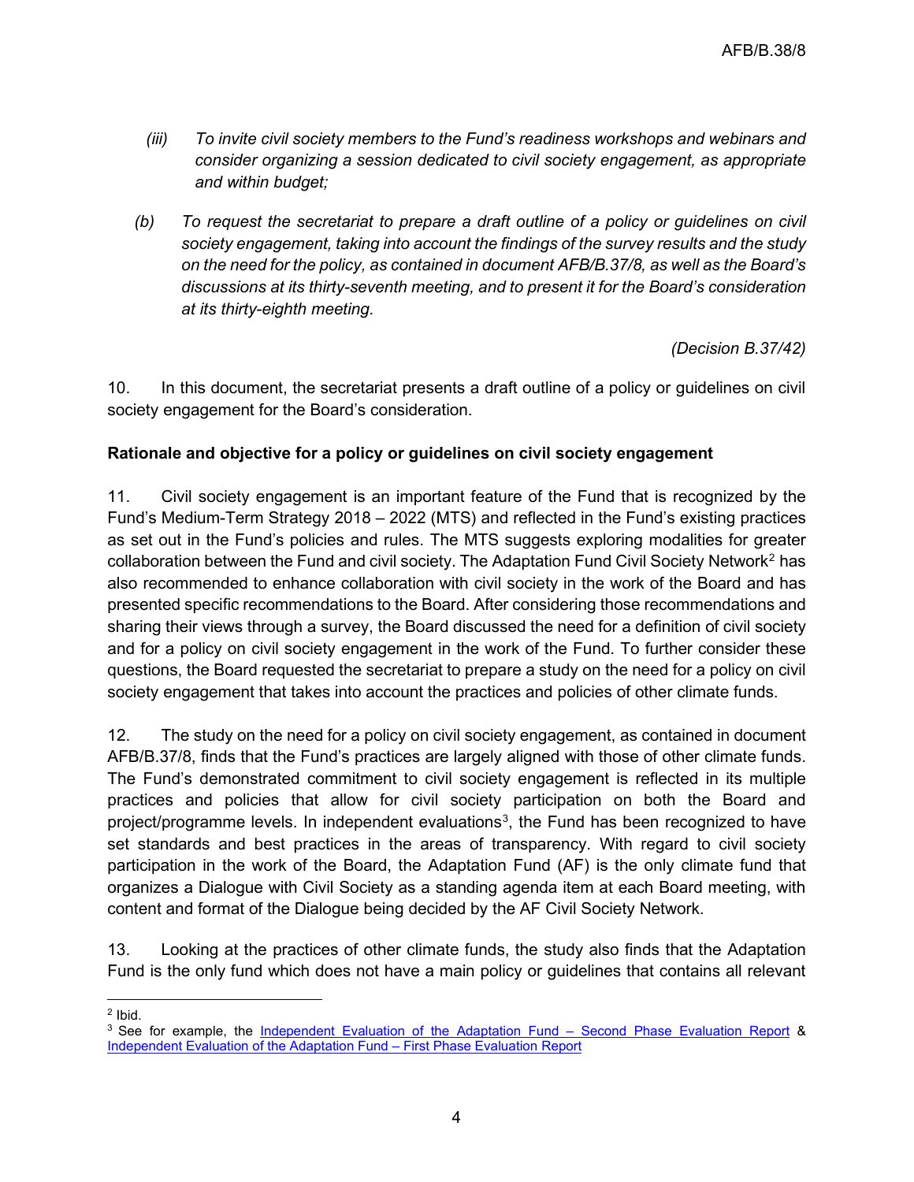*(iii) To invite civil society members to the Fund's readiness workshops and webinars and consider organizing a session dedicated to civil society engagement, as appropriate and within budget;*

*(b) To request the secretariat to prepare a draft outline of a policy or guidelines on civil society engagement, taking into account the findings of the survey results and the study on the need for the policy, as contained in document AFB/B.37/8, as well as the Board's discussions at its thirty-seventh meeting, and to present it for the Board's consideration at its thirty-eighth meeting.*

*(Decision B.37/42)*

10. In this document, the secretariat presents a draft outline of a policy or guidelines on civil society engagement for the Board's consideration.

**Rationale and objective for a policy or guidelines on civil society engagement**

11. Civil society engagement is an important feature of the Fund that is recognized by the Fund's Medium-Term Strategy 2018 – 2022 (MTS) and reflected in the Fund's existing practices as set out in the Fund's policies and rules. The MTS suggests exploring modalities for greater collaboration between the Fund and civil society. The Adaptation Fund Civil Society Network[2] has also recommended to enhance collaboration with civil society in the work of the Board and has presented specific recommendations to the Board. After considering those recommendations and sharing their views through a survey, the Board discussed the need for a definition of civil society and for a policy on civil society engagement in the work of the Fund. To further consider these questions, the Board requested the secretariat to prepare a study on the need for a policy on civil society engagement that takes into account the practices and policies of other climate funds.

12. The study on the need for a policy on civil society engagement, as contained in document AFB/B.37/8, finds that the Fund's practices are largely aligned with those of other climate funds. The Fund's demonstrated commitment to civil society engagement is reflected in its multiple practices and policies that allow for civil society participation on both the Board and project/programme levels. In independent evaluations[3], the Fund has been recognized to have set standards and best practices in the areas of transparency. With regard to civil society participation in the work of the Board, the Adaptation Fund (AF) is the only climate fund that organizes a Dialogue with Civil Society as a standing agenda item at each Board meeting, with content and format of the Dialogue being decided by the AF Civil Society Network.

13. Looking at the practices of other climate funds, the study also finds that the Adaptation Fund is the only fund which does not have a main policy or guidelines that contains all relevant

[2] Ibid.

[3] See for example, the Independent Evaluation of the Adaptation Fund – Second Phase Evaluation Report & Independent Evaluation of the Adaptation Fund – First Phase Evaluation Report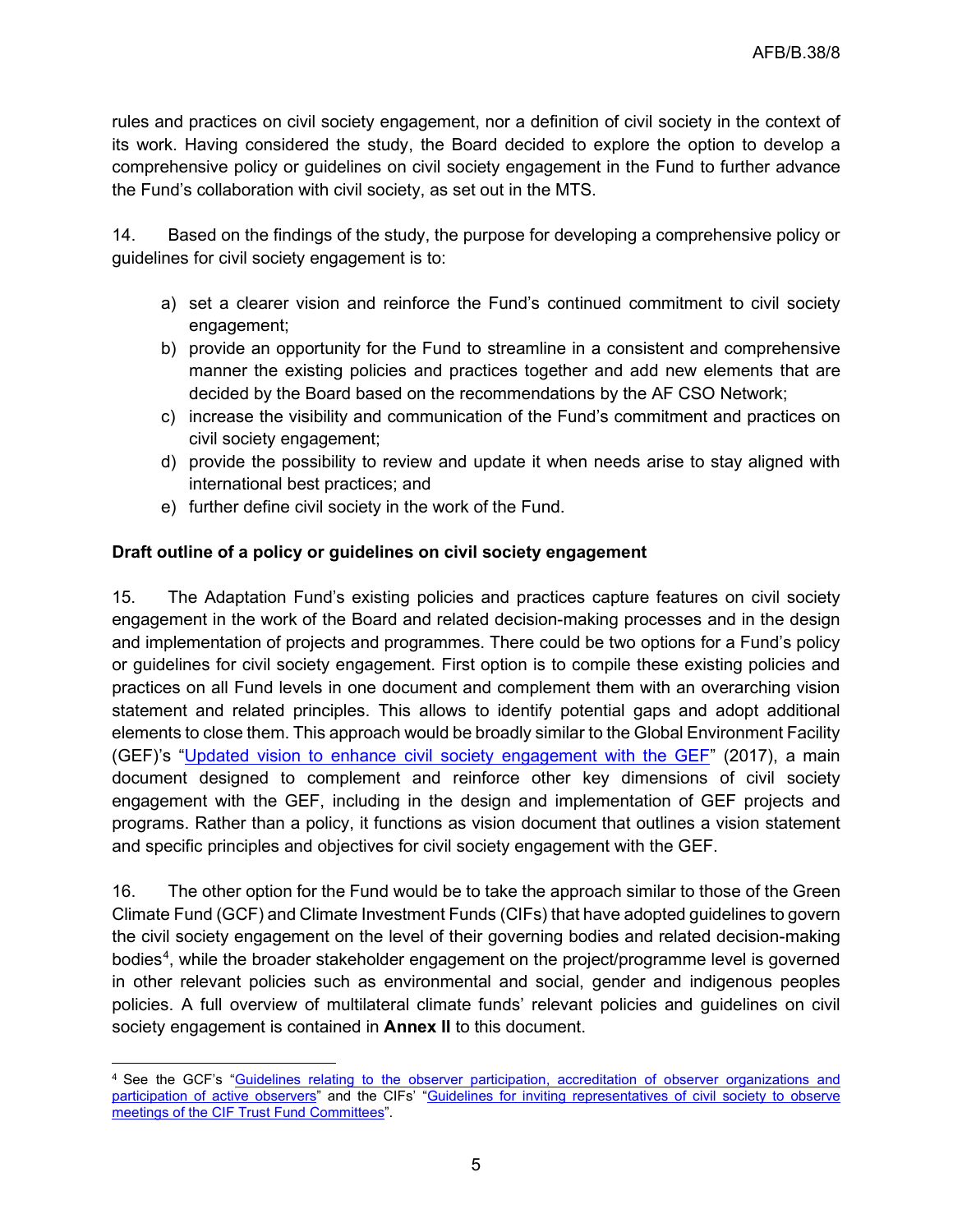rules and practices on civil society engagement, nor a definition of civil society in the context of its work. Having considered the study, the Board decided to explore the option to develop a comprehensive policy or guidelines on civil society engagement in the Fund to further advance the Fund's collaboration with civil society, as set out in the MTS.

14. Based on the findings of the study, the purpose for developing a comprehensive policy or guidelines for civil society engagement is to:

a) set a clearer vision and reinforce the Fund's continued commitment to civil society engagement;
b) provide an opportunity for the Fund to streamline in a consistent and comprehensive manner the existing policies and practices together and add new elements that are decided by the Board based on the recommendations by the AF CSO Network;
c) increase the visibility and communication of the Fund's commitment and practices on civil society engagement;
d) provide the possibility to review and update it when needs arise to stay aligned with international best practices; and
e) further define civil society in the work of the Fund.

**Draft outline of a policy or guidelines on civil society engagement**

15. The Adaptation Fund's existing policies and practices capture features on civil society engagement in the work of the Board and related decision-making processes and in the design and implementation of projects and programmes. There could be two options for a Fund's policy or guidelines for civil society engagement. First option is to compile these existing policies and practices on all Fund levels in one document and complement them with an overarching vision statement and related principles. This allows to identify potential gaps and adopt additional elements to close them. This approach would be broadly similar to the Global Environment Facility (GEF)'s "Updated vision to enhance civil society engagement with the GEF" (2017), a main document designed to complement and reinforce other key dimensions of civil society engagement with the GEF, including in the design and implementation of GEF projects and programs. Rather than a policy, it functions as vision document that outlines a vision statement and specific principles and objectives for civil society engagement with the GEF.

16. The other option for the Fund would be to take the approach similar to those of the Green Climate Fund (GCF) and Climate Investment Funds (CIFs) that have adopted guidelines to govern the civil society engagement on the level of their governing bodies and related decision-making bodies[4], while the broader stakeholder engagement on the project/programme level is governed in other relevant policies such as environmental and social, gender and indigenous peoples policies. A full overview of multilateral climate funds' relevant policies and guidelines on civil society engagement is contained in **Annex II** to this document.

[4] See the GCF's "Guidelines relating to the observer participation, accreditation of observer organizations and participation of active observers" and the CIFs' "Guidelines for inviting representatives of civil society to observe meetings of the CIF Trust Fund Committees".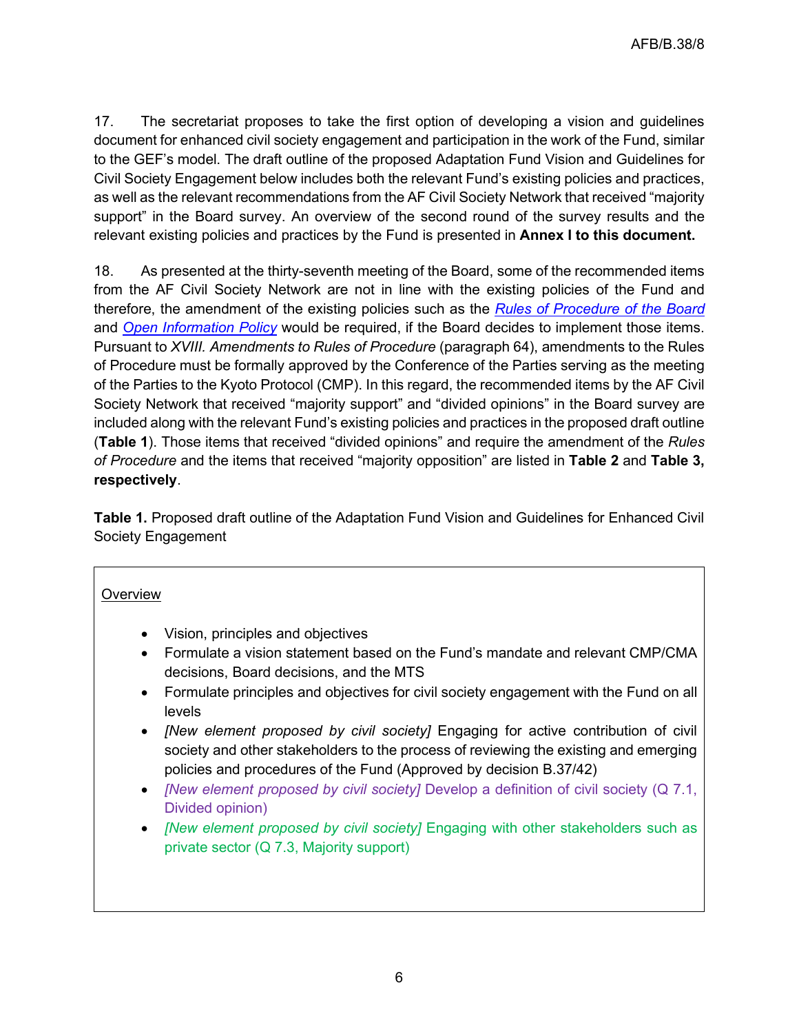17. The secretariat proposes to take the first option of developing a vision and guidelines document for enhanced civil society engagement and participation in the work of the Fund, similar to the GEF's model. The draft outline of the proposed Adaptation Fund Vision and Guidelines for Civil Society Engagement below includes both the relevant Fund's existing policies and practices, as well as the relevant recommendations from the AF Civil Society Network that received "majority support" in the Board survey. An overview of the second round of the survey results and the relevant existing policies and practices by the Fund is presented in **Annex I to this document.**

18. As presented at the thirty-seventh meeting of the Board, some of the recommended items from the AF Civil Society Network are not in line with the existing policies of the Fund and therefore, the amendment of the existing policies such as the *Rules of Procedure of the Board* and *Open Information Policy* would be required, if the Board decides to implement those items. Pursuant to *XVIII. Amendments to Rules of Procedure* (paragraph 64), amendments to the Rules of Procedure must be formally approved by the Conference of the Parties serving as the meeting of the Parties to the Kyoto Protocol (CMP). In this regard, the recommended items by the AF Civil Society Network that received "majority support" and "divided opinions" in the Board survey are included along with the relevant Fund's existing policies and practices in the proposed draft outline (**Table 1**). Those items that received "divided opinions" and require the amendment of the *Rules of Procedure* and the items that received "majority opposition" are listed in **Table 2** and **Table 3, respectively**.

**Table 1.** Proposed draft outline of the Adaptation Fund Vision and Guidelines for Enhanced Civil Society Engagement

Overview

- Vision, principles and objectives
- Formulate a vision statement based on the Fund's mandate and relevant CMP/CMA decisions, Board decisions, and the MTS
- Formulate principles and objectives for civil society engagement with the Fund on all levels
- *[New element proposed by civil society]* Engaging for active contribution of civil society and other stakeholders to the process of reviewing the existing and emerging policies and procedures of the Fund (Approved by decision B.37/42)
- *[New element proposed by civil society]* Develop a definition of civil society (Q 7.1, Divided opinion)
- *[New element proposed by civil society]* Engaging with other stakeholders such as private sector (Q 7.3, Majority support)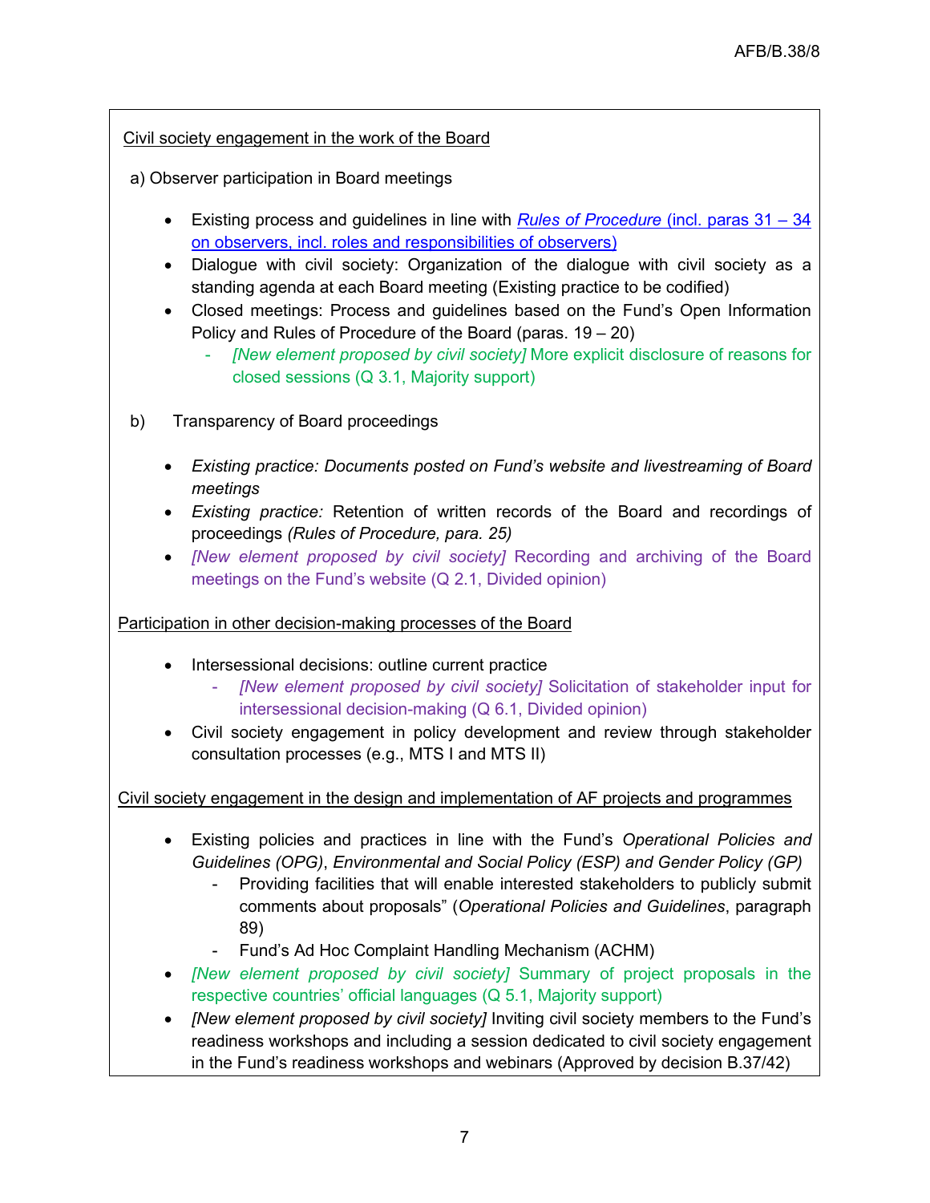Civil society engagement in the work of the Board

a) Observer participation in Board meetings

- Existing process and guidelines in line with *Rules of Procedure* (incl. paras 31 – 34 on observers, incl. roles and responsibilities of observers)
- Dialogue with civil society: Organization of the dialogue with civil society as a standing agenda at each Board meeting (Existing practice to be codified)
- Closed meetings: Process and guidelines based on the Fund's Open Information Policy and Rules of Procedure of the Board (paras. 19 – 20)
  - *[New element proposed by civil society]* More explicit disclosure of reasons for closed sessions (Q 3.1, Majority support)

b) Transparency of Board proceedings

- *Existing practice: Documents posted on Fund's website and livestreaming of Board meetings*
- *Existing practice:* Retention of written records of the Board and recordings of proceedings *(Rules of Procedure, para. 25)*
- *[New element proposed by civil society]* Recording and archiving of the Board meetings on the Fund's website (Q 2.1, Divided opinion)

Participation in other decision-making processes of the Board

- Intersessional decisions: outline current practice
  - *[New element proposed by civil society]* Solicitation of stakeholder input for intersessional decision-making (Q 6.1, Divided opinion)
- Civil society engagement in policy development and review through stakeholder consultation processes (e.g., MTS I and MTS II)

Civil society engagement in the design and implementation of AF projects and programmes

- Existing policies and practices in line with the Fund's *Operational Policies and Guidelines (OPG)*, *Environmental and Social Policy (ESP) and Gender Policy (GP)*
  - Providing facilities that will enable interested stakeholders to publicly submit comments about proposals" (*Operational Policies and Guidelines*, paragraph 89)
  - Fund's Ad Hoc Complaint Handling Mechanism (ACHM)
- *[New element proposed by civil society]* Summary of project proposals in the respective countries' official languages (Q 5.1, Majority support)
- *[New element proposed by civil society]* Inviting civil society members to the Fund's readiness workshops and including a session dedicated to civil society engagement in the Fund's readiness workshops and webinars (Approved by decision B.37/42)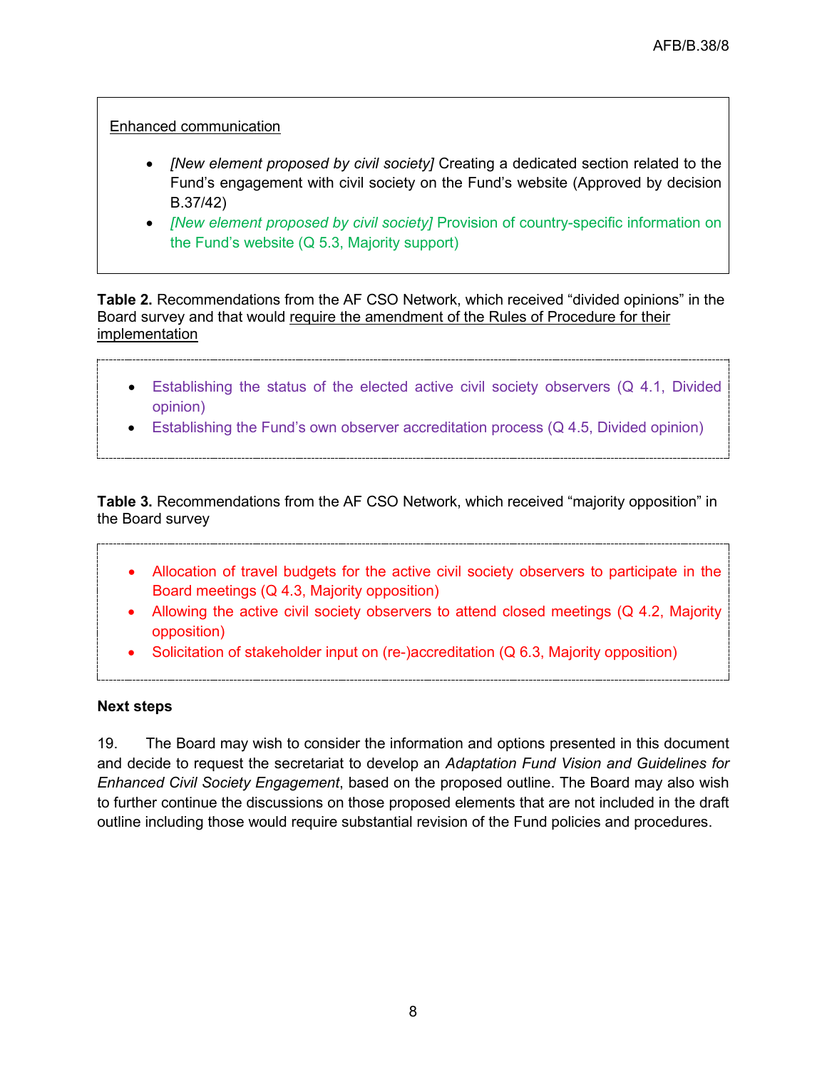Enhanced communication

- *[New element proposed by civil society]* Creating a dedicated section related to the Fund's engagement with civil society on the Fund's website (Approved by decision B.37/42)
- *[New element proposed by civil society]* Provision of country-specific information on the Fund's website (Q 5.3, Majority support)

**Table 2.** Recommendations from the AF CSO Network, which received "divided opinions" in the Board survey and that would require the amendment of the Rules of Procedure for their implementation

- Establishing the status of the elected active civil society observers (Q 4.1, Divided opinion)
- Establishing the Fund's own observer accreditation process (Q 4.5, Divided opinion)

**Table 3.** Recommendations from the AF CSO Network, which received "majority opposition" in the Board survey

- Allocation of travel budgets for the active civil society observers to participate in the Board meetings (Q 4.3, Majority opposition)
- Allowing the active civil society observers to attend closed meetings (Q 4.2, Majority opposition)
- Solicitation of stakeholder input on (re-)accreditation (Q 6.3, Majority opposition)

**Next steps**

19. The Board may wish to consider the information and options presented in this document and decide to request the secretariat to develop an *Adaptation Fund Vision and Guidelines for Enhanced Civil Society Engagement*, based on the proposed outline. The Board may also wish to further continue the discussions on those proposed elements that are not included in the draft outline including those would require substantial revision of the Fund policies and procedures.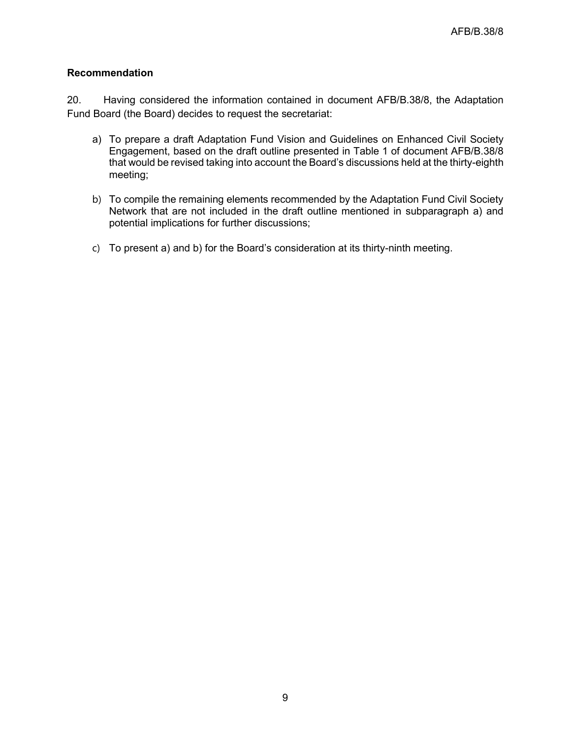**Recommendation**

20. Having considered the information contained in document AFB/B.38/8, the Adaptation Fund Board (the Board) decides to request the secretariat:

a) To prepare a draft Adaptation Fund Vision and Guidelines on Enhanced Civil Society Engagement, based on the draft outline presented in Table 1 of document AFB/B.38/8 that would be revised taking into account the Board's discussions held at the thirty-eighth meeting;

b) To compile the remaining elements recommended by the Adaptation Fund Civil Society Network that are not included in the draft outline mentioned in subparagraph a) and potential implications for further discussions;

c) To present a) and b) for the Board's consideration at its thirty-ninth meeting.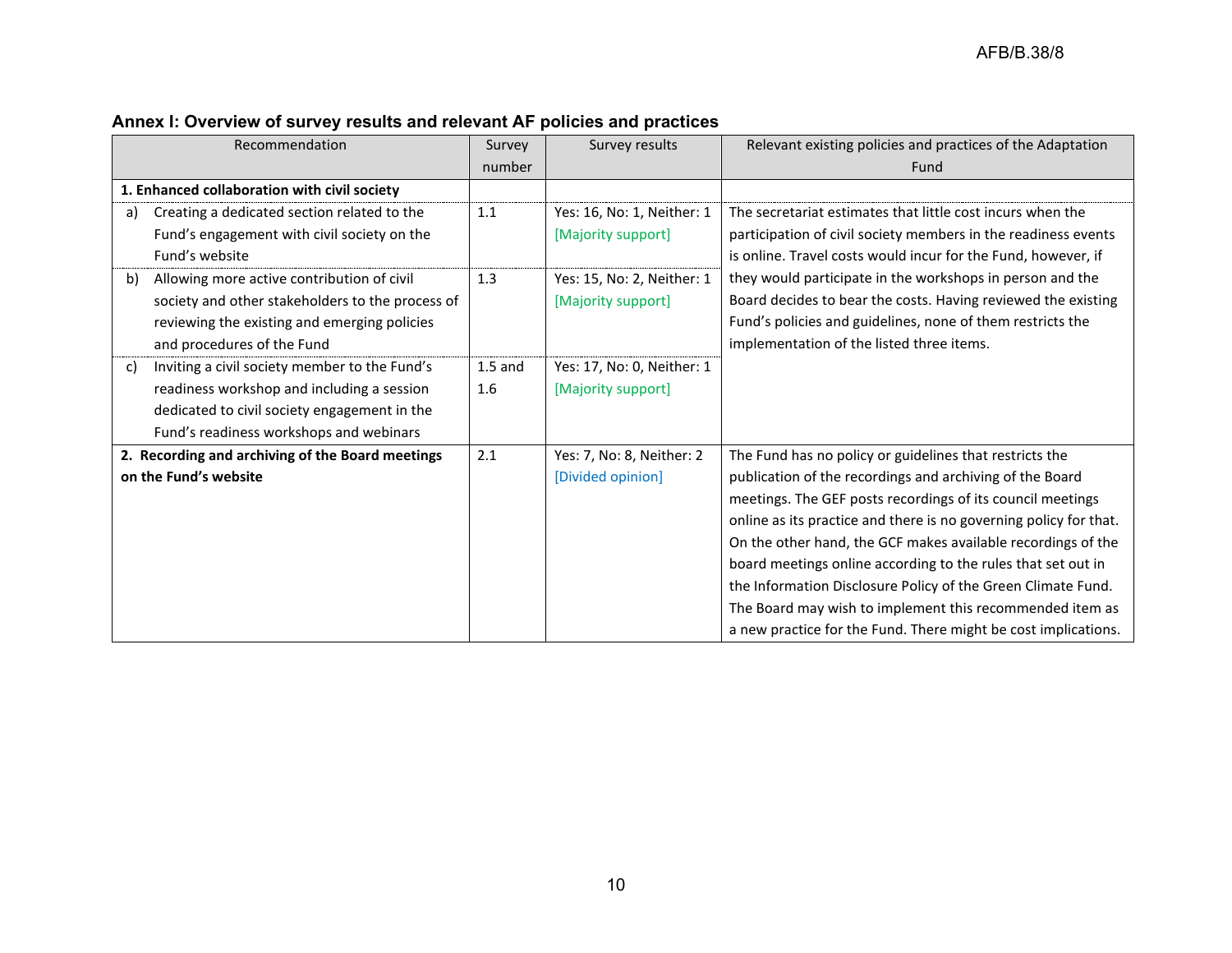## Annex I: Overview of survey results and relevant AF policies and practices

| Recommendation | Survey number | Survey results | Relevant existing policies and practices of the Adaptation Fund |
|---|---|---|---|
| **1. Enhanced collaboration with civil society** | | | |
| a) Creating a dedicated section related to the Fund's engagement with civil society on the Fund's website | 1.1 | Yes: 16, No: 1, Neither: 1 [Majority support] | The secretariat estimates that little cost incurs when the participation of civil society members in the readiness events is online. Travel costs would incur for the Fund, however, if they would participate in the workshops in person and the Board decides to bear the costs. Having reviewed the existing Fund's policies and guidelines, none of them restricts the implementation of the listed three items. |
| b) Allowing more active contribution of civil society and other stakeholders to the process of reviewing the existing and emerging policies and procedures of the Fund | 1.3 | Yes: 15, No: 2, Neither: 1 [Majority support] | |
| c) Inviting a civil society member to the Fund's readiness workshop and including a session dedicated to civil society engagement in the Fund's readiness workshops and webinars | 1.5 and 1.6 | Yes: 17, No: 0, Neither: 1 [Majority support] | |
| **2. Recording and archiving of the Board meetings on the Fund's website** | 2.1 | Yes: 7, No: 8, Neither: 2 [Divided opinion] | The Fund has no policy or guidelines that restricts the publication of the recordings and archiving of the Board meetings. The GEF posts recordings of its council meetings online as its practice and there is no governing policy for that. On the other hand, the GCF makes available recordings of the board meetings online according to the rules that set out in the Information Disclosure Policy of the Green Climate Fund. The Board may wish to implement this recommended item as a new practice for the Fund. There might be cost implications. |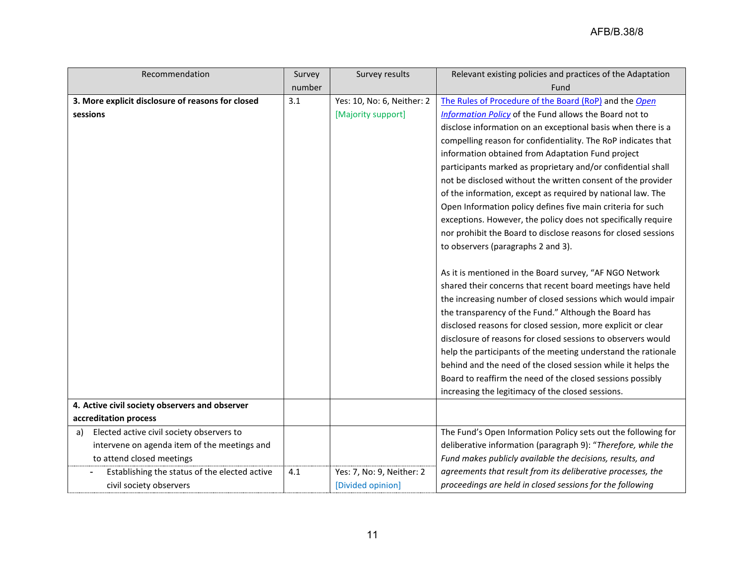| Recommendation | Survey number | Survey results | Relevant existing policies and practices of the Adaptation Fund |
|---|---|---|---|
| **3. More explicit disclosure of reasons for closed sessions** | 3.1 | Yes: 10, No: 6, Neither: 2 [Majority support] | The Rules of Procedure of the Board (RoP) and the *Open Information Policy* of the Fund allows the Board not to disclose information on an exceptional basis when there is a compelling reason for confidentiality. The RoP indicates that information obtained from Adaptation Fund project participants marked as proprietary and/or confidential shall not be disclosed without the written consent of the provider of the information, except as required by national law. The Open Information policy defines five main criteria for such exceptions. However, the policy does not specifically require nor prohibit the Board to disclose reasons for closed sessions to observers (paragraphs 2 and 3).<br><br>As it is mentioned in the Board survey, "AF NGO Network shared their concerns that recent board meetings have held the increasing number of closed sessions which would impair the transparency of the Fund." Although the Board has disclosed reasons for closed session, more explicit or clear disclosure of reasons for closed sessions to observers would help the participants of the meeting understand the rationale behind and the need of the closed session while it helps the Board to reaffirm the need of the closed sessions possibly increasing the legitimacy of the closed sessions. |
| **4. Active civil society observers and observer accreditation process** | | | |
| a) Elected active civil society observers to intervene on agenda item of the meetings and to attend closed meetings | | | The Fund's Open Information Policy sets out the following for deliberative information (paragraph 9): "*Therefore, while the Fund makes publicly available the decisions, results, and agreements that result from its deliberative processes, the proceedings are held in closed sessions for the following* |
| - Establishing the status of the elected active civil society observers | 4.1 | Yes: 7, No: 9, Neither: 2 [Divided opinion] | |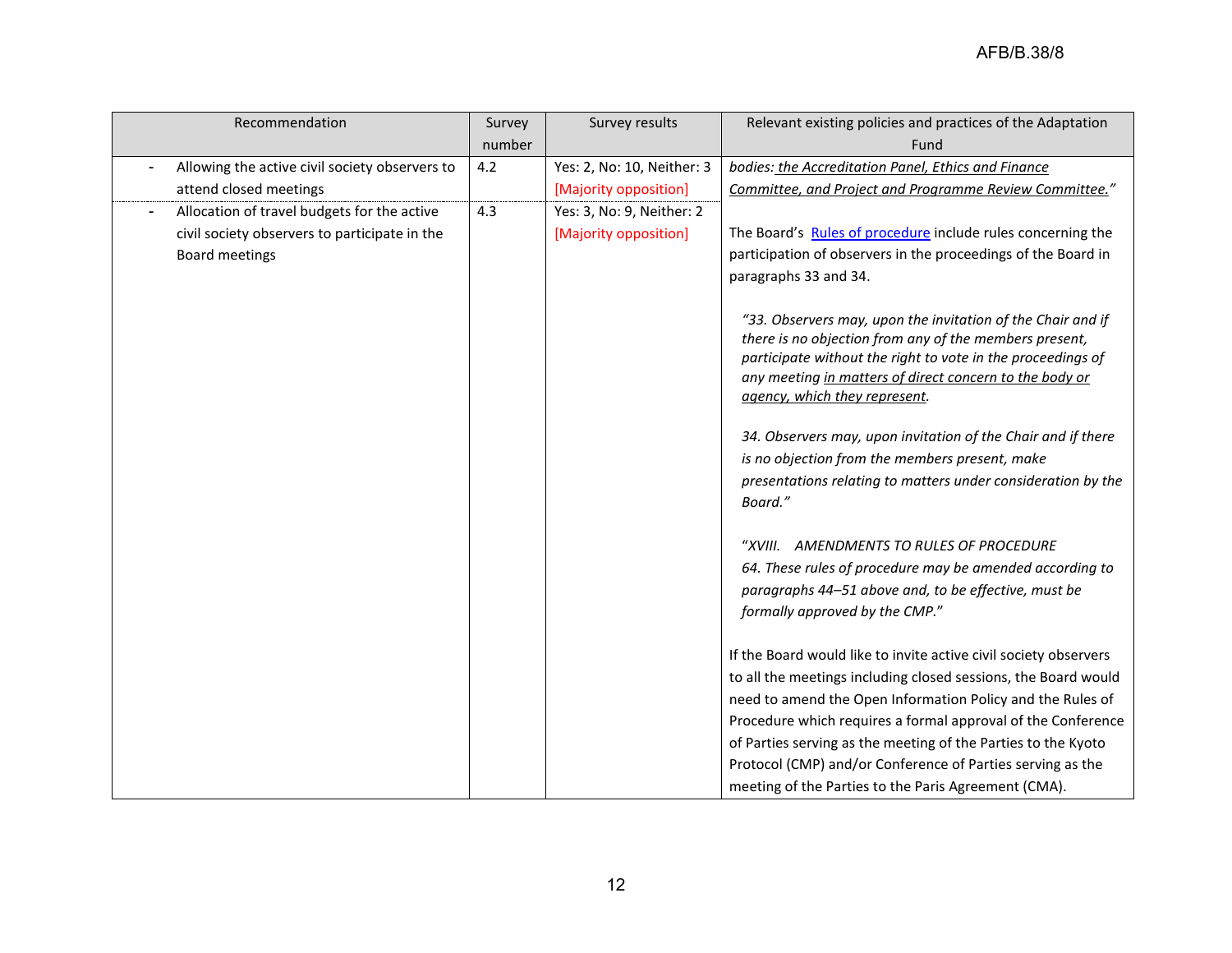| Recommendation | Survey number | Survey results | Relevant existing policies and practices of the Adaptation Fund |
|---|---|---|---|
| - Allowing the active civil society observers to attend closed meetings | 4.2 | Yes: 2, No: 10, Neither: 3 [Majority opposition] | *bodies: <u>the Accreditation Panel, Ethics and Finance Committee, and Project and Programme Review Committee.</u>"* |
| - Allocation of travel budgets for the active civil society observers to participate in the Board meetings | 4.3 | Yes: 3, No: 9, Neither: 2 [Majority opposition] | The Board's [Rules of procedure] include rules concerning the participation of observers in the proceedings of the Board in paragraphs 33 and 34. <br><br> *"33. Observers may, upon the invitation of the Chair and if there is no objection from any of the members present, participate without the right to vote in the proceedings of any meeting <u>in matters of direct concern to the body or agency, which they represent</u>.* <br><br> *34. Observers may, upon invitation of the Chair and if there is no objection from the members present, make presentations relating to matters under consideration by the Board."* <br><br> "*XVIII. AMENDMENTS TO RULES OF PROCEDURE* <br> *64. These rules of procedure may be amended according to paragraphs 44–51 above and, to be effective, must be formally approved by the CMP.*" <br><br> If the Board would like to invite active civil society observers to all the meetings including closed sessions, the Board would need to amend the Open Information Policy and the Rules of Procedure which requires a formal approval of the Conference of Parties serving as the meeting of the Parties to the Kyoto Protocol (CMP) and/or Conference of Parties serving as the meeting of the Parties to the Paris Agreement (CMA). |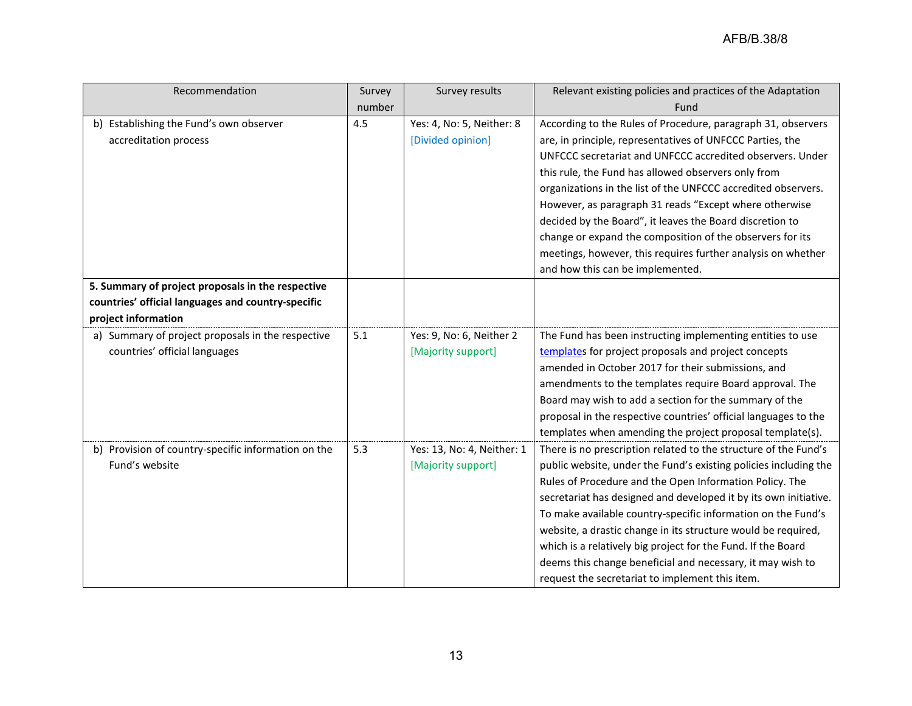| Recommendation | Survey number | Survey results | Relevant existing policies and practices of the Adaptation Fund |
|---|---|---|---|
| b) Establishing the Fund's own observer accreditation process | 4.5 | Yes: 4, No: 5, Neither: 8 [Divided opinion] | According to the Rules of Procedure, paragraph 31, observers are, in principle, representatives of UNFCCC Parties, the UNFCCC secretariat and UNFCCC accredited observers. Under this rule, the Fund has allowed observers only from organizations in the list of the UNFCCC accredited observers. However, as paragraph 31 reads "Except where otherwise decided by the Board", it leaves the Board discretion to change or expand the composition of the observers for its meetings, however, this requires further analysis on whether and how this can be implemented. |
| **5. Summary of project proposals in the respective countries' official languages and country-specific project information** | | | |
| a) Summary of project proposals in the respective countries' official languages | 5.1 | Yes: 9, No: 6, Neither 2 [Majority support] | The Fund has been instructing implementing entities to use templates for project proposals and project concepts amended in October 2017 for their submissions, and amendments to the templates require Board approval. The Board may wish to add a section for the summary of the proposal in the respective countries' official languages to the templates when amending the project proposal template(s). |
| b) Provision of country-specific information on the Fund's website | 5.3 | Yes: 13, No: 4, Neither: 1 [Majority support] | There is no prescription related to the structure of the Fund's public website, under the Fund's existing policies including the Rules of Procedure and the Open Information Policy. The secretariat has designed and developed it by its own initiative. To make available country-specific information on the Fund's website, a drastic change in its structure would be required, which is a relatively big project for the Fund. If the Board deems this change beneficial and necessary, it may wish to request the secretariat to implement this item. |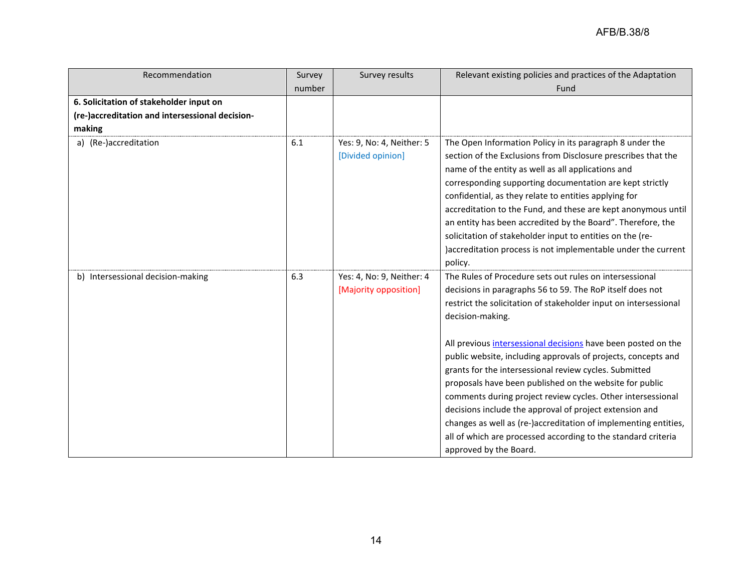| Recommendation | Survey number | Survey results | Relevant existing policies and practices of the Adaptation Fund |
|---|---|---|---|
| **6. Solicitation of stakeholder input on (re-)accreditation and intersessional decision-making** | | | |
| a) (Re-)accreditation | 6.1 | Yes: 9, No: 4, Neither: 5 [Divided opinion] | The Open Information Policy in its paragraph 8 under the section of the Exclusions from Disclosure prescribes that the name of the entity as well as all applications and corresponding supporting documentation are kept strictly confidential, as they relate to entities applying for accreditation to the Fund, and these are kept anonymous until an entity has been accredited by the Board". Therefore, the solicitation of stakeholder input to entities on the (re-)accreditation process is not implementable under the current policy. |
| b) Intersessional decision-making | 6.3 | Yes: 4, No: 9, Neither: 4 [Majority opposition] | The Rules of Procedure sets out rules on intersessional decisions in paragraphs 56 to 59. The RoP itself does not restrict the solicitation of stakeholder input on intersessional decision-making.<br><br>All previous intersessional decisions have been posted on the public website, including approvals of projects, concepts and grants for the intersessional review cycles. Submitted proposals have been published on the website for public comments during project review cycles. Other intersessional decisions include the approval of project extension and changes as well as (re-)accreditation of implementing entities, all of which are processed according to the standard criteria approved by the Board. |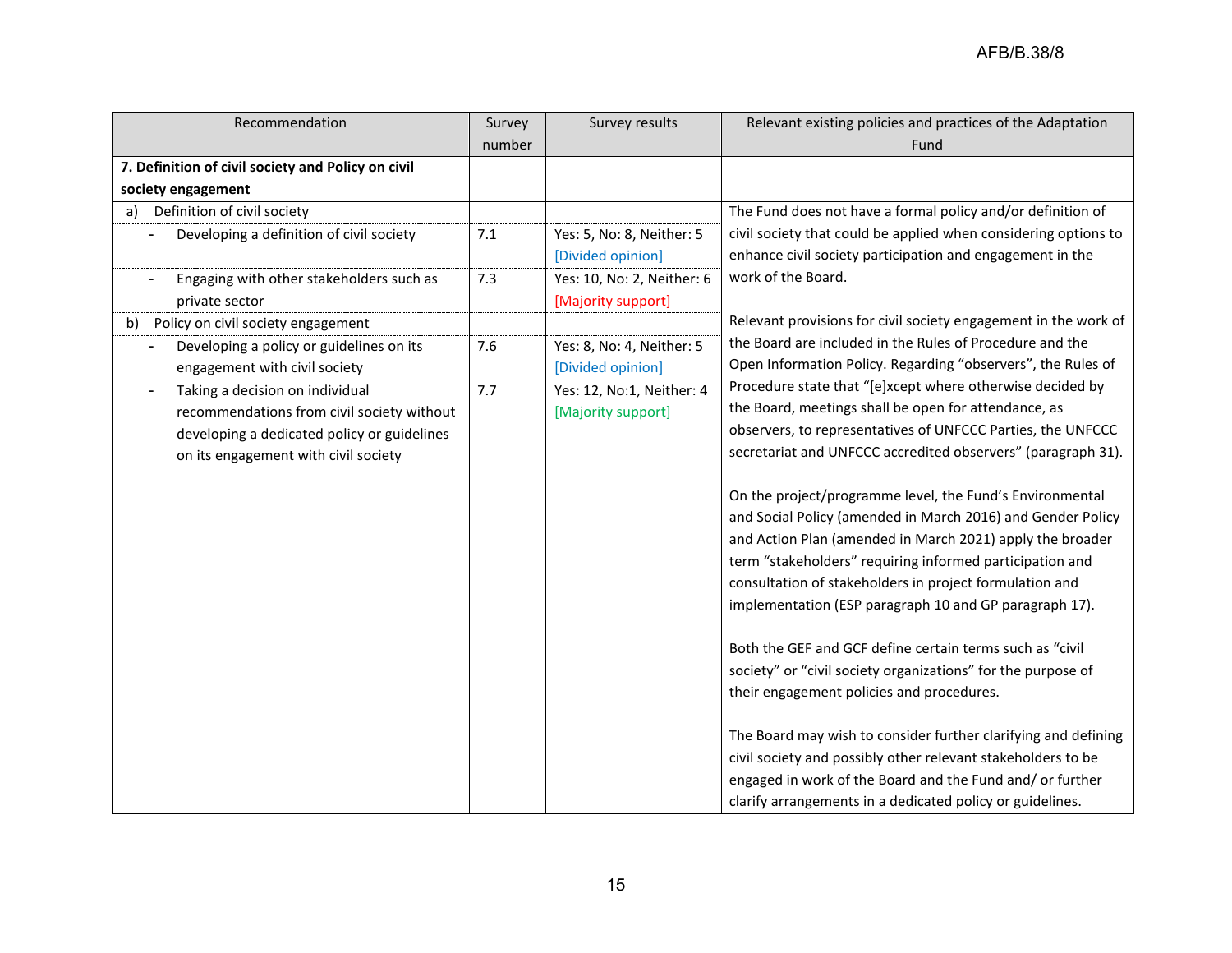| Recommendation | Survey number | Survey results | Relevant existing policies and practices of the Adaptation Fund |
|---|---|---|---|
| **7. Definition of civil society and Policy on civil society engagement** | | | |
| a) Definition of civil society | | | The Fund does not have a formal policy and/or definition of civil society that could be applied when considering options to enhance civil society participation and engagement in the work of the Board.<br><br>Relevant provisions for civil society engagement in the work of the Board are included in the Rules of Procedure and the Open Information Policy. Regarding "observers", the Rules of Procedure state that "[e]xcept where otherwise decided by the Board, meetings shall be open for attendance, as observers, to representatives of UNFCCC Parties, the UNFCCC secretariat and UNFCCC accredited observers" (paragraph 31).<br><br>On the project/programme level, the Fund's Environmental and Social Policy (amended in March 2016) and Gender Policy and Action Plan (amended in March 2021) apply the broader term "stakeholders" requiring informed participation and consultation of stakeholders in project formulation and implementation (ESP paragraph 10 and GP paragraph 17).<br><br>Both the GEF and GCF define certain terms such as "civil society" or "civil society organizations" for the purpose of their engagement policies and procedures.<br><br>The Board may wish to consider further clarifying and defining civil society and possibly other relevant stakeholders to be engaged in work of the Board and the Fund and/ or further clarify arrangements in a dedicated policy or guidelines. |
| - Developing a definition of civil society | 7.1 | Yes: 5, No: 8, Neither: 5 [Divided opinion] | |
| - Engaging with other stakeholders such as private sector | 7.3 | Yes: 10, No: 2, Neither: 6 [Majority support] | |
| b) Policy on civil society engagement | | | |
| - Developing a policy or guidelines on its engagement with civil society | 7.6 | Yes: 8, No: 4, Neither: 5 [Divided opinion] | |
| - Taking a decision on individual recommendations from civil society without developing a dedicated policy or guidelines on its engagement with civil society | 7.7 | Yes: 12, No:1, Neither: 4 [Majority support] | |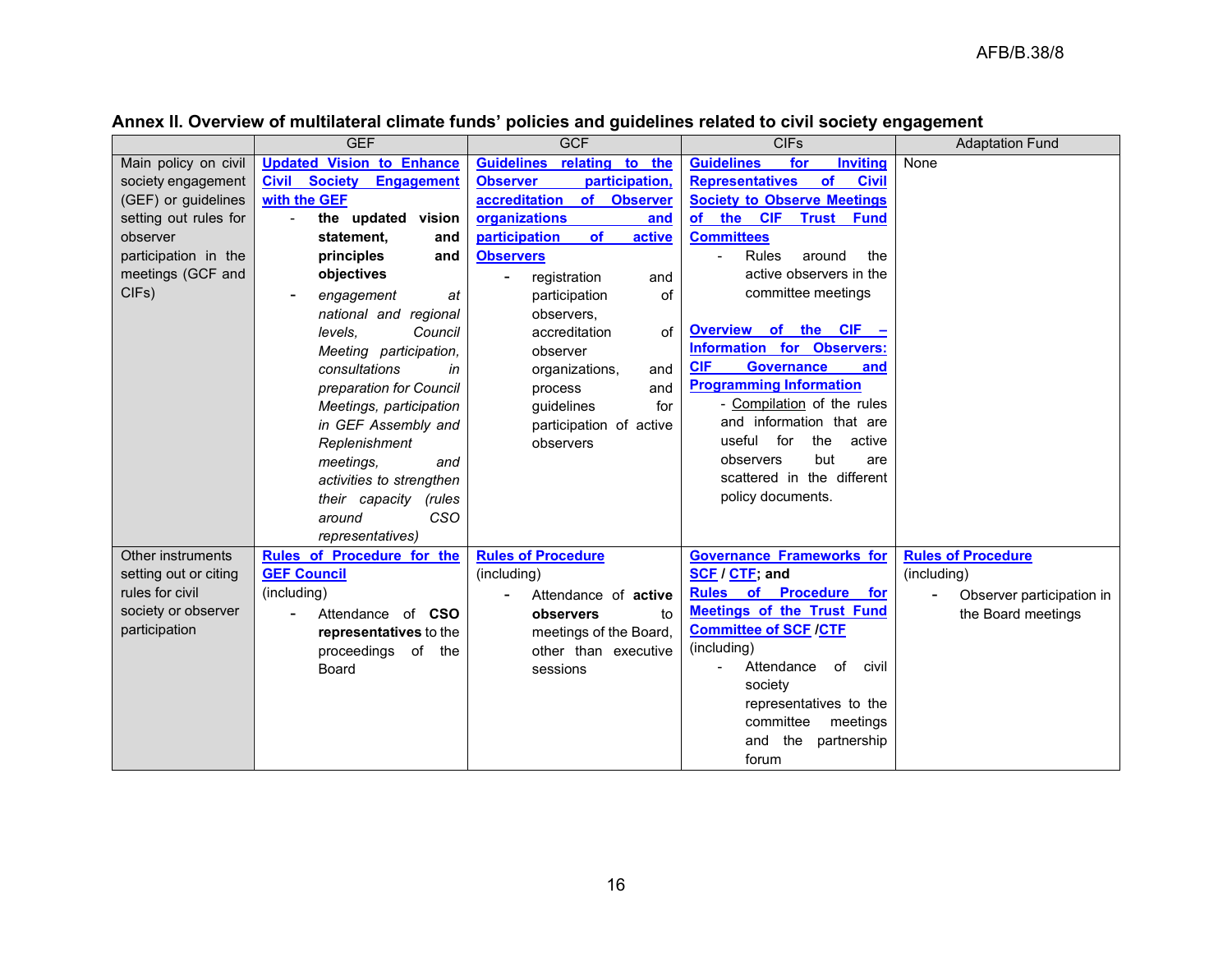**Annex II. Overview of multilateral climate funds' policies and guidelines related to civil society engagement**

| | GEF | GCF | CIFs | Adaptation Fund |
|---|---|---|---|---|
| Main policy on civil society engagement (GEF) or guidelines setting out rules for observer participation in the meetings (GCF and CIFs) | **Updated Vision to Enhance Civil Society Engagement with the GEF**<br>- **the updated vision statement, and principles and objectives**<br>- *engagement at national and regional levels, Council Meeting participation, consultations in preparation for Council Meetings, participation in GEF Assembly and Replenishment meetings, and activities to strengthen their capacity (rules around CSO representatives)* | **Guidelines relating to the Observer participation, accreditation of Observer organizations and participation of active Observers**<br>- registration and participation of observers, accreditation of observer organizations, and process and guidelines for participation of active observers | **Guidelines for Inviting Representatives of Civil Society to Observe Meetings of the CIF Trust Fund Committees**<br>- Rules around the active observers in the committee meetings<br><br>**Overview of the CIF – Information for Observers: CIF Governance and Programming Information**<br>- Compilation of the rules and information that are useful for the active observers but are scattered in the different policy documents. | None |
| Other instruments setting out or citing rules for civil society or observer participation | **Rules of Procedure for the GEF Council**<br>(including)<br>- Attendance of **CSO representatives** to the proceedings of the Board | **Rules of Procedure**<br>(including)<br>- Attendance of **active observers** to meetings of the Board, other than executive sessions | **Governance Frameworks for SCF / CTF; and Rules of Procedure for Meetings of the Trust Fund Committee of SCF /CTF**<br>(including)<br>- Attendance of civil society representatives to the committee meetings and the partnership forum | **Rules of Procedure**<br>(including)<br>- Observer participation in the Board meetings |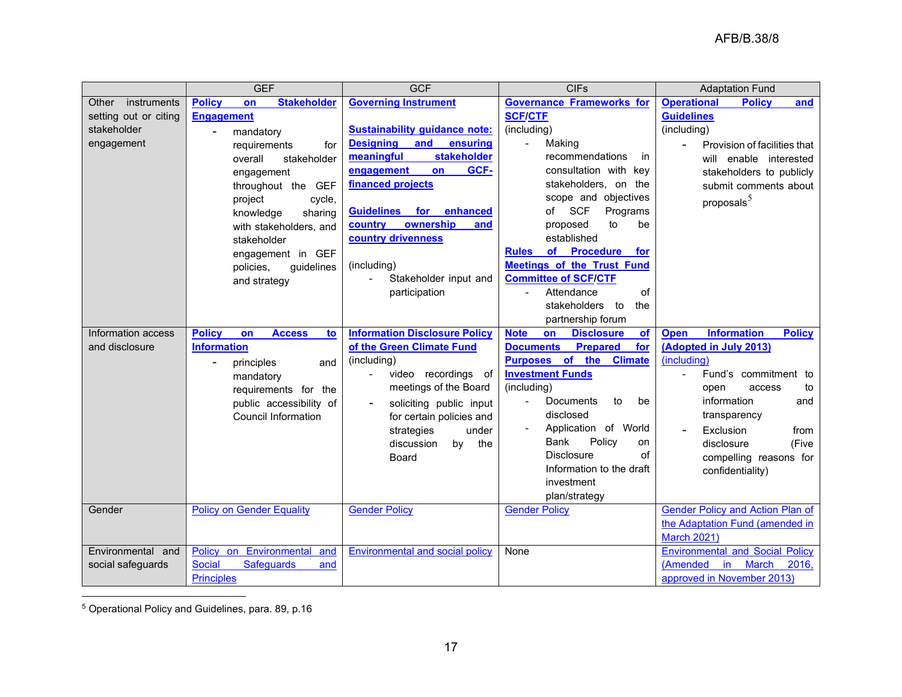| | GEF | GCF | CIFs | Adaptation Fund |
|---|---|---|---|---|
| Other instruments setting out or citing stakeholder engagement | **Policy on Stakeholder Engagement**<br>- mandatory requirements for overall stakeholder engagement throughout the GEF project cycle, knowledge sharing with stakeholders, and stakeholder engagement in GEF policies, guidelines and strategy | **Governing Instrument**<br><br>**Sustainability guidance note: Designing and ensuring meaningful stakeholder engagement on GCF-financed projects**<br><br>**Guidelines for enhanced country ownership and country drivenness**<br><br>(including)<br>- Stakeholder input and participation | **Governance Frameworks for SCF/CTF**<br>(including)<br>- Making recommendations in consultation with key stakeholders, on the scope and objectives of SCF Programs proposed to be established<br><br>**Rules of Procedure for Meetings of the Trust Fund Committee of SCF/CTF**<br>- Attendance of stakeholders to the partnership forum | **Operational Policy and Guidelines**<br>(including)<br>- Provision of facilities that will enable interested stakeholders to publicly submit comments about proposals[5] |
| Information access and disclosure | **Policy on Access to Information**<br>- principles and mandatory requirements for the public accessibility of Council Information | **Information Disclosure Policy of the Green Climate Fund**<br>(including)<br>- video recordings of meetings of the Board<br>- soliciting public input for certain policies and strategies under discussion by the Board | **Note on Disclosure of Documents Prepared for Purposes of the Climate Investment Funds**<br>(including)<br>- Documents to be disclosed<br>- Application of World Bank Policy on Disclosure of Information to the draft investment plan/strategy | **Open Information Policy (Adopted in July 2013)**<br>(including)<br>- Fund's commitment to open access to information and transparency<br>- Exclusion from disclosure (Five compelling reasons for confidentiality) |
| Gender | Policy on Gender Equality | Gender Policy | Gender Policy | Gender Policy and Action Plan of the Adaptation Fund (amended in March 2021) |
| Environmental and social safeguards | Policy on Environmental and Social Safeguards and Principles | Environmental and social policy | None | Environmental and Social Policy (Amended in March 2016, approved in November 2013) |

[5] Operational Policy and Guidelines, para. 89, p.16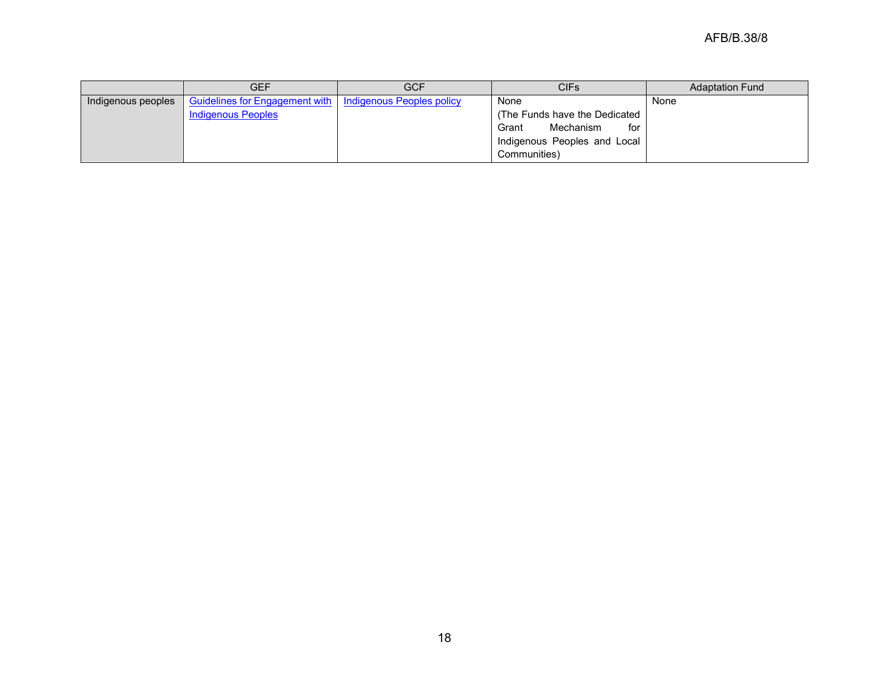| | GEF | GCF | CIFs | Adaptation Fund |
|---|---|---|---|---|
| Indigenous peoples | Guidelines for Engagement with Indigenous Peoples | Indigenous Peoples policy | None (The Funds have the Dedicated Grant Mechanism for Indigenous Peoples and Local Communities) | None |